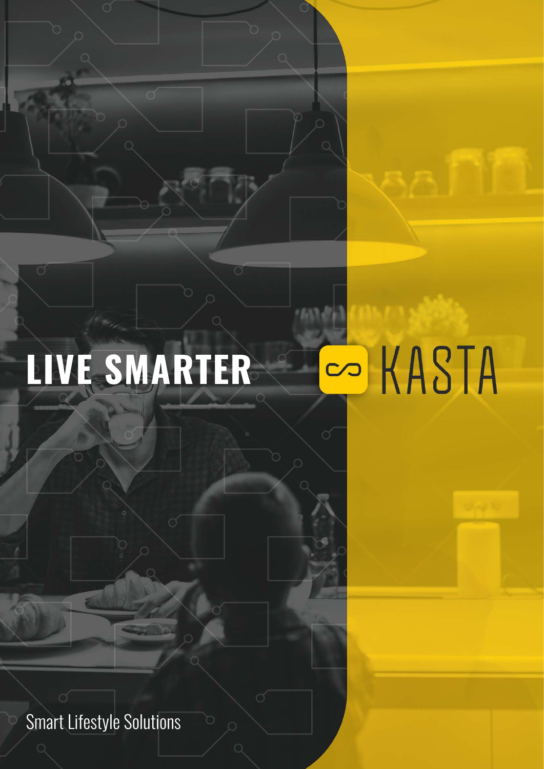# LIVE SMARTER

KASTA

Smart Lifestyle Solutions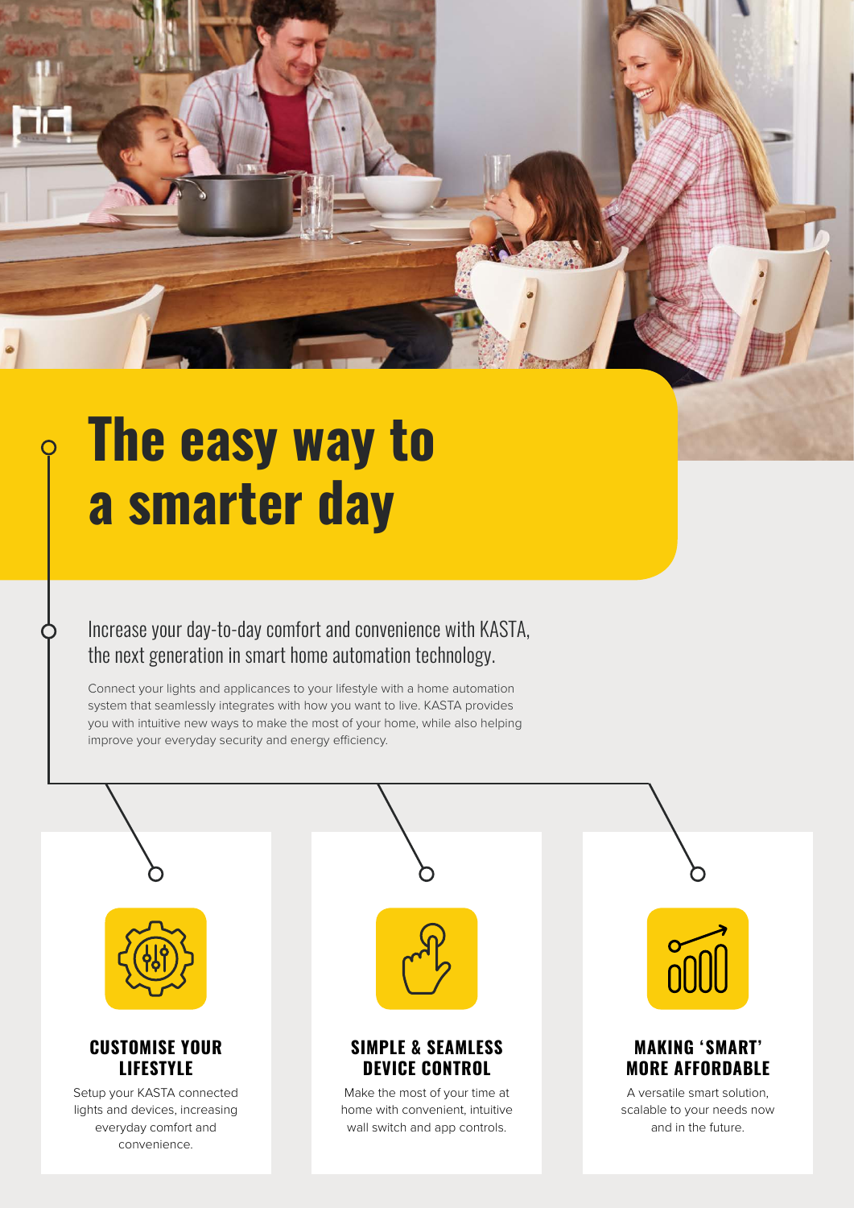# The easy way to a smarter day

## Increase your day-to-day comfort and convenience with KASTA, the next generation in smart home automation technology.

Connect your lights and applicances to your lifestyle with a home automation system that seamlessly integrates with how you want to live. KASTA provides you with intuitive new ways to make the most of your home, while also helping improve your everyday security and energy efficiency.

### CUSTOMISE YOUR LIFESTYLE

Setup your KASTA connected lights and devices, increasing everyday comfort and convenience.

### SIMPLE & SEAMLESS DEVICE CONTROL

Make the most of your time at home with convenient, intuitive wall switch and app controls.

### MAKING 'SMART' MORE AFFORDABLE

A versatile smart solution, scalable to your needs now and in the future.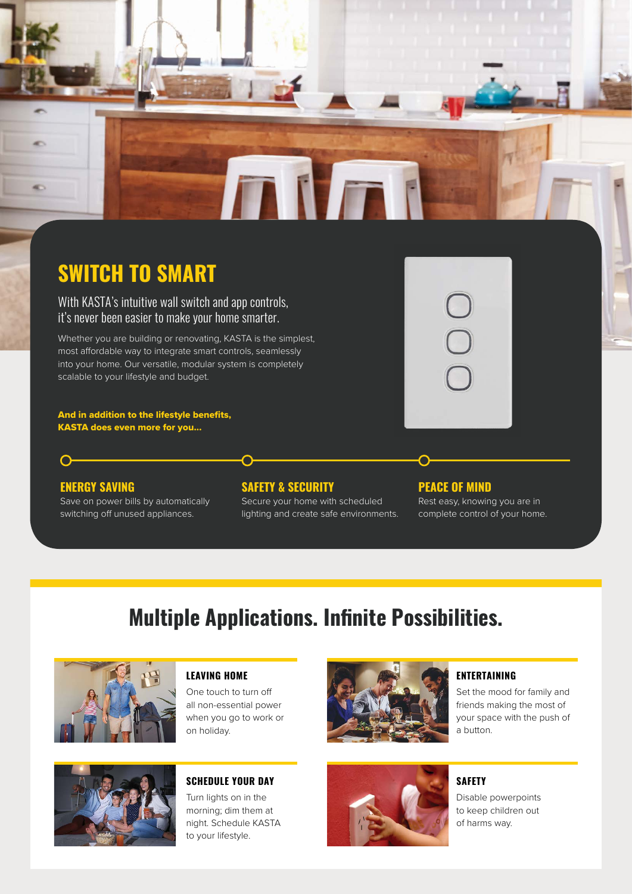# SWITCH TO SMART

With KASTA's intuitive wall switch and app controls, it's never been easier to make your home smarter.

Whether you are building or renovating, KASTA is the simplest, most affordable way to integrate smart controls, seamlessly into your home. Our versatile, modular system is completely scalable to your lifestyle and budget.

**And in addition to the lifestyle benefits, KASTA does even more for you...**

### ENERGY SAVING

Save on power bills by automatically switching off unused appliances.

### SAFETY & SECURITY

Secure your home with scheduled lighting and create safe environments.

### PEACE OF MIND

Rest easy, knowing you are in complete control of your home.

## Multiple Applications. Infinite Possibilities.

### LEAVING HOME

One touch to turn off all non-essential power when you go to work or on holiday.

### ENTERTAINING

Set the mood for family and friends making the most of your space with the push of a button.

### SCHEDULE YOUR DAY

Turn lights on in the morning; dim them at night. Schedule KASTA to your lifestyle.

### SAFETY

Disable powerpoints to keep children out of harms way.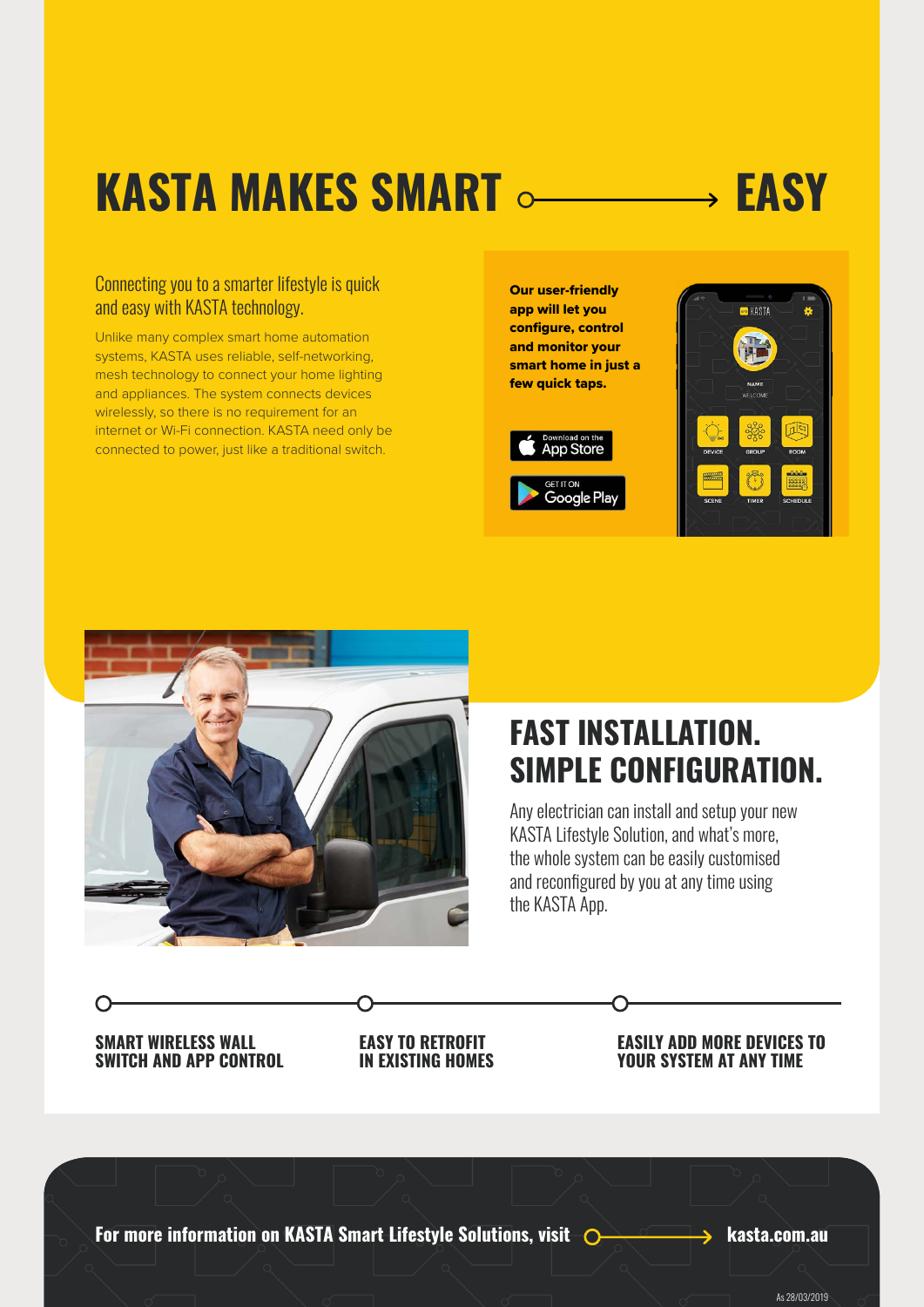# KASTA MAKES SMART → EASY

Connecting you to a smarter lifestyle is quick and easy with KASTA technology.

Unlike many complex smart home automation systems, KASTA uses reliable, self-networking, mesh technology to connect your home lighting and appliances. The system connects devices wirelessly, so there is no requirement for an internet or Wi-Fi connection. KASTA need only be connected to power, just like a traditional switch.

**Our user-friendly app will let you configure, control and monitor your smart home in just a few quick taps.**

Download on the App Store

GET IT ON Google Play

## FAST INSTALLATION. SIMPLE CONFIGURATION.

Any electrician can install and setup your new KASTA Lifestyle Solution, and what's more, the whole system can be easily customised and reconfigured by you at any time using the KASTA App.

**SMART WIRELESS WALL SWITCH AND APP CONTROL**

**EASY TO RETROFIT IN EXISTING HOMES**

**EASILY ADD MORE DEVICES TO YOUR SYSTEM AT ANY TIME**

**For more information on KASTA Smart Lifestyle Solutions, visit → kasta.com.au**

As 28/03/2019